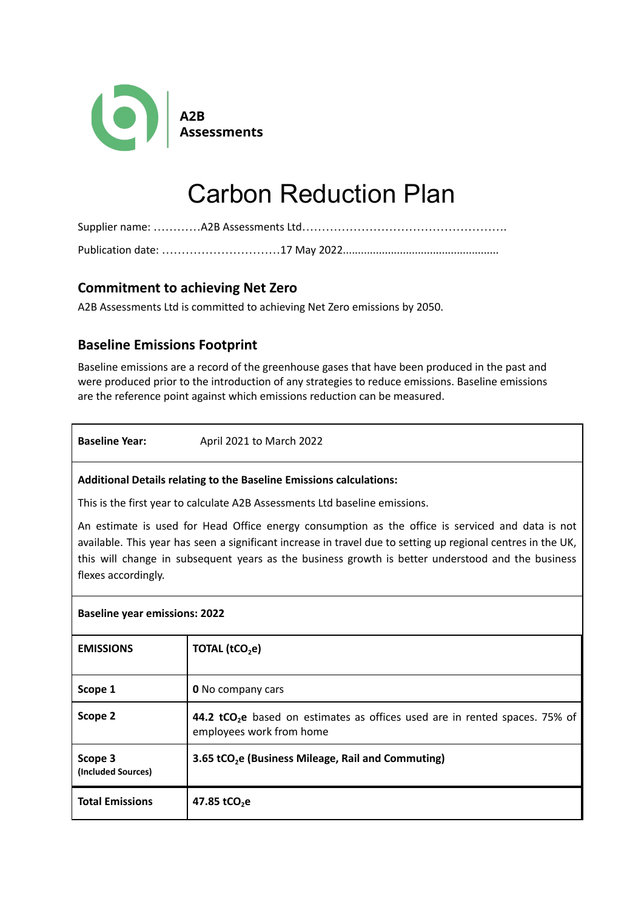**A2B Assessments**

# Carbon Reduction Plan

Supplier name: …………A2B Assessments Ltd…………………………………………….

Publication date: …………………………17 May 2022…………………………………………

## Commitment to achieving Net Zero

A2B Assessments Ltd is committed to achieving Net Zero emissions by 2050.

## Baseline Emissions Footprint

Baseline emissions are a record of the greenhouse gases that have been produced in the past and were produced prior to the introduction of any strategies to reduce emissions. Baseline emissions are the reference point against which emissions reduction can be measured.

**Baseline Year:** April 2021 to March 2022

**Additional Details relating to the Baseline Emissions calculations:**

This is the first year to calculate A2B Assessments Ltd baseline emissions.

An estimate is used for Head Office energy consumption as the office is serviced and data is not available. This year has seen a significant increase in travel due to setting up regional centres in the UK, this will change in subsequent years as the business growth is better understood and the business flexes accordingly.

**Baseline year emissions: 2022**

| EMISSIONS | TOTAL ($tCO_2e$) |
|---|---|
| **Scope 1** | **0** No company cars |
| **Scope 2** | **44.2 $tCO_2e$** based on estimates as offices used are in rented spaces. 75% of employees work from home |
| **Scope 3** (Included Sources) | **3.65 $tCO_2e$ (Business Mileage, Rail and Commuting)** |
| **Total Emissions** | **47.85 $tCO_2e$** |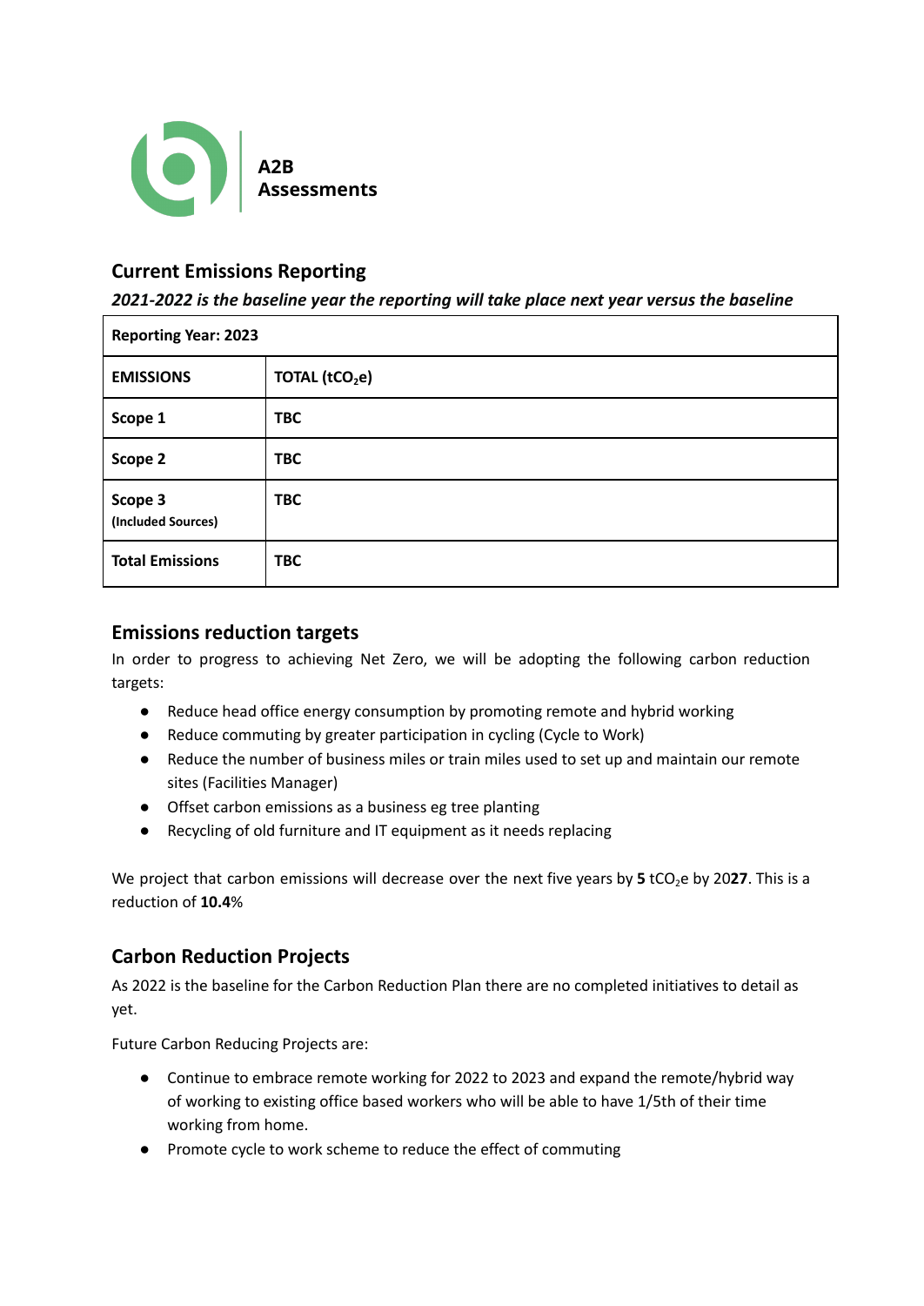A2B
Assessments

## Current Emissions Reporting

***2021-2022 is the baseline year the reporting will take place next year versus the baseline***

| Reporting Year: 2023 | |
|---|---|
| **EMISSIONS** | **TOTAL ($tCO_2e$)** |
| **Scope 1** | **TBC** |
| **Scope 2** | **TBC** |
| **Scope 3** (Included Sources) | **TBC** |
| **Total Emissions** | **TBC** |

## Emissions reduction targets

In order to progress to achieving Net Zero, we will be adopting the following carbon reduction targets:

- Reduce head office energy consumption by promoting remote and hybrid working
- Reduce commuting by greater participation in cycling (Cycle to Work)
- Reduce the number of business miles or train miles used to set up and maintain our remote sites (Facilities Manager)
- Offset carbon emissions as a business eg tree planting
- Recycling of old furniture and IT equipment as it needs replacing

We project that carbon emissions will decrease over the next five years by **5** $tCO_2e$ by 20**27**. This is a reduction of **10.4**%

## Carbon Reduction Projects

As 2022 is the baseline for the Carbon Reduction Plan there are no completed initiatives to detail as yet.

Future Carbon Reducing Projects are:

- Continue to embrace remote working for 2022 to 2023 and expand the remote/hybrid way of working to existing office based workers who will be able to have 1/5th of their time working from home.
- Promote cycle to work scheme to reduce the effect of commuting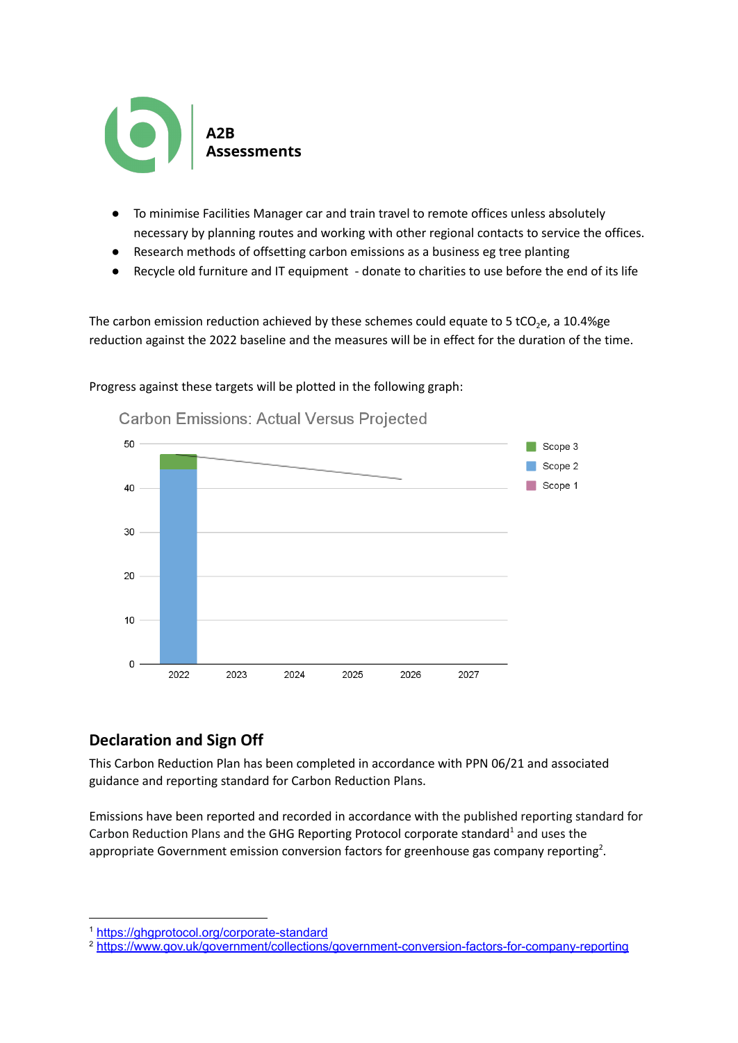- To minimise Facilities Manager car and train travel to remote offices unless absolutely necessary by planning routes and working with other regional contacts to service the offices.
- Research methods of offsetting carbon emissions as a business eg tree planting
- Recycle old furniture and IT equipment - donate to charities to use before the end of its life

The carbon emission reduction achieved by these schemes could equate to 5 $tCO_2e$, a 10.4%ge reduction against the 2022 baseline and the measures will be in effect for the duration of the time.

Progress against these targets will be plotted in the following graph:

## Declaration and Sign Off

This Carbon Reduction Plan has been completed in accordance with PPN 06/21 and associated guidance and reporting standard for Carbon Reduction Plans.

Emissions have been reported and recorded in accordance with the published reporting standard for Carbon Reduction Plans and the GHG Reporting Protocol corporate standard[1] and uses the appropriate Government emission conversion factors for greenhouse gas company reporting[2].

[1] https://ghgprotocol.org/corporate-standard

[2] https://www.gov.uk/government/collections/government-conversion-factors-for-company-reporting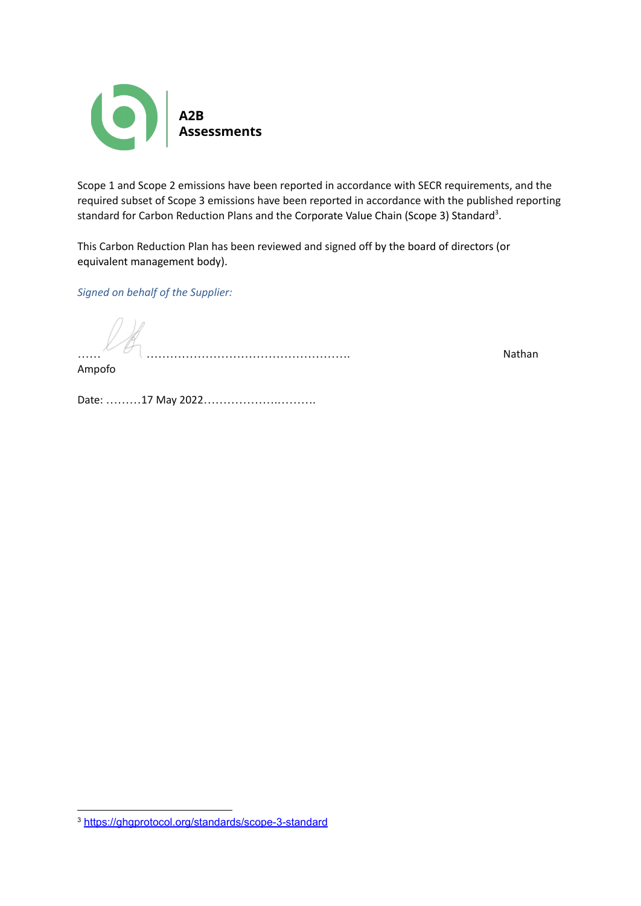**A2B Assessments**

Scope 1 and Scope 2 emissions have been reported in accordance with SECR requirements, and the required subset of Scope 3 emissions have been reported in accordance with the published reporting standard for Carbon Reduction Plans and the Corporate Value Chain (Scope 3) Standard[3].

This Carbon Reduction Plan has been reviewed and signed off by the board of directors (or equivalent management body).

*Signed on behalf of the Supplier:*

…… ……………………………………………. Nathan Ampofo

Date: ………17 May 2022……………….……….

[3] https://ghgprotocol.org/standards/scope-3-standard